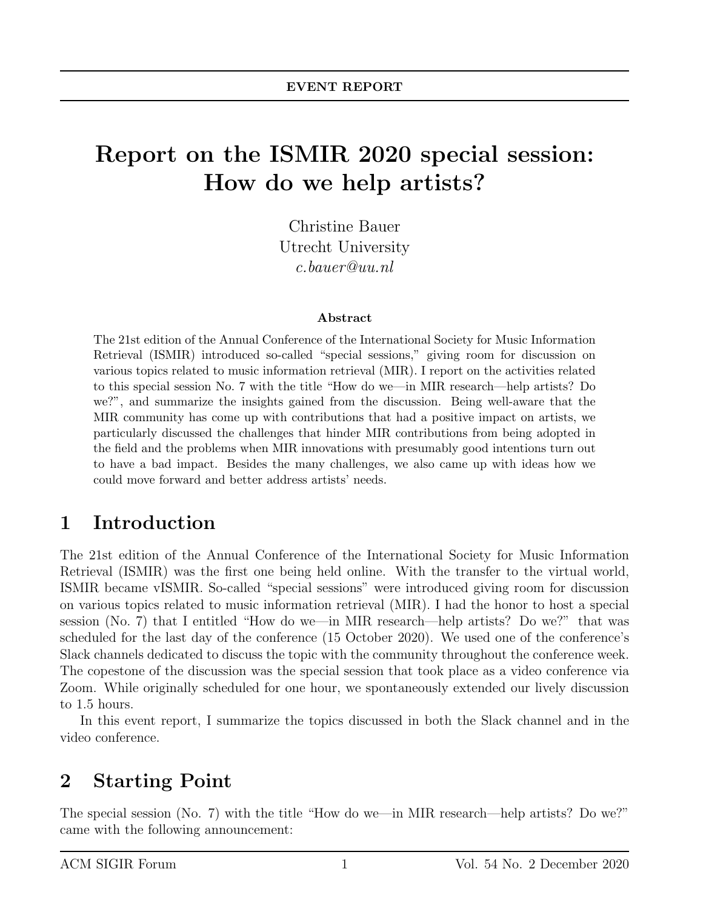EVENT REPORT

# Report on the ISMIR 2020 special session: How do we help artists?

Christine Bauer
Utrecht University
*c.bauer@uu.nl*

**Abstract**

The 21st edition of the Annual Conference of the International Society for Music Information Retrieval (ISMIR) introduced so-called "special sessions," giving room for discussion on various topics related to music information retrieval (MIR). I report on the activities related to this special session No. 7 with the title "How do we—in MIR research—help artists? Do we?", and summarize the insights gained from the discussion. Being well-aware that the MIR community has come up with contributions that had a positive impact on artists, we particularly discussed the challenges that hinder MIR contributions from being adopted in the field and the problems when MIR innovations with presumably good intentions turn out to have a bad impact. Besides the many challenges, we also came up with ideas how we could move forward and better address artists' needs.

## 1 Introduction

The 21st edition of the Annual Conference of the International Society for Music Information Retrieval (ISMIR) was the first one being held online. With the transfer to the virtual world, ISMIR became vISMIR. So-called "special sessions" were introduced giving room for discussion on various topics related to music information retrieval (MIR). I had the honor to host a special session (No. 7) that I entitled "How do we—in MIR research—help artists? Do we?" that was scheduled for the last day of the conference (15 October 2020). We used one of the conference's Slack channels dedicated to discuss the topic with the community throughout the conference week. The copestone of the discussion was the special session that took place as a video conference via Zoom. While originally scheduled for one hour, we spontaneously extended our lively discussion to 1.5 hours.

In this event report, I summarize the topics discussed in both the Slack channel and in the video conference.

## 2 Starting Point

The special session (No. 7) with the title "How do we—in MIR research—help artists? Do we?" came with the following announcement: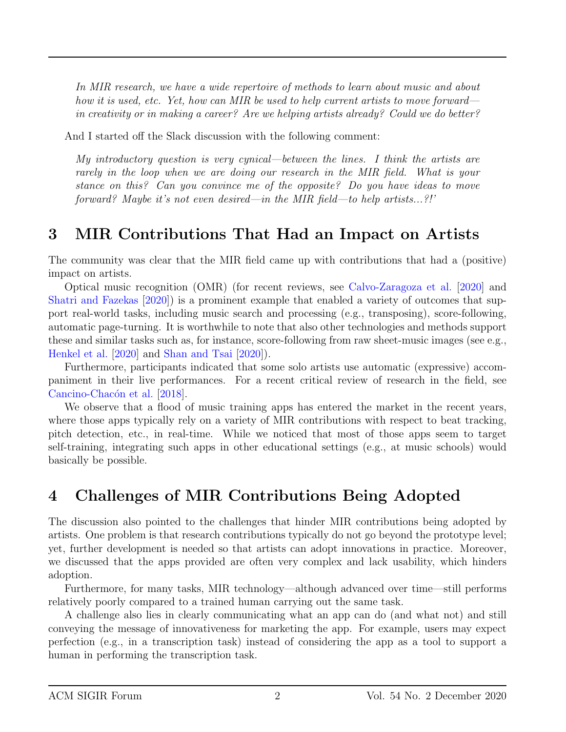> *In MIR research, we have a wide repertoire of methods to learn about music and about how it is used, etc. Yet, how can MIR be used to help current artists to move forward—in creativity or in making a career? Are we helping artists already? Could we do better?*

And I started off the Slack discussion with the following comment:

> *My introductory question is very cynical—between the lines. I think the artists are rarely in the loop when we are doing our research in the MIR field. What is your stance on this? Can you convince me of the opposite? Do you have ideas to move forward? Maybe it's not even desired—in the MIR field—to help artists...?!'*

## 3 MIR Contributions That Had an Impact on Artists

The community was clear that the MIR field came up with contributions that had a (positive) impact on artists.

Optical music recognition (OMR) (for recent reviews, see Calvo-Zaragoza et al. [2020] and Shatri and Fazekas [2020]) is a prominent example that enabled a variety of outcomes that support real-world tasks, including music search and processing (e.g., transposing), score-following, automatic page-turning. It is worthwhile to note that also other technologies and methods support these and similar tasks such as, for instance, score-following from raw sheet-music images (see e.g., Henkel et al. [2020] and Shan and Tsai [2020]).

Furthermore, participants indicated that some solo artists use automatic (expressive) accompaniment in their live performances. For a recent critical review of research in the field, see Cancino-Chacón et al. [2018].

We observe that a flood of music training apps has entered the market in the recent years, where those apps typically rely on a variety of MIR contributions with respect to beat tracking, pitch detection, etc., in real-time. While we noticed that most of those apps seem to target self-training, integrating such apps in other educational settings (e.g., at music schools) would basically be possible.

## 4 Challenges of MIR Contributions Being Adopted

The discussion also pointed to the challenges that hinder MIR contributions being adopted by artists. One problem is that research contributions typically do not go beyond the prototype level; yet, further development is needed so that artists can adopt innovations in practice. Moreover, we discussed that the apps provided are often very complex and lack usability, which hinders adoption.

Furthermore, for many tasks, MIR technology—although advanced over time—still performs relatively poorly compared to a trained human carrying out the same task.

A challenge also lies in clearly communicating what an app can do (and what not) and still conveying the message of innovativeness for marketing the app. For example, users may expect perfection (e.g., in a transcription task) instead of considering the app as a tool to support a human in performing the transcription task.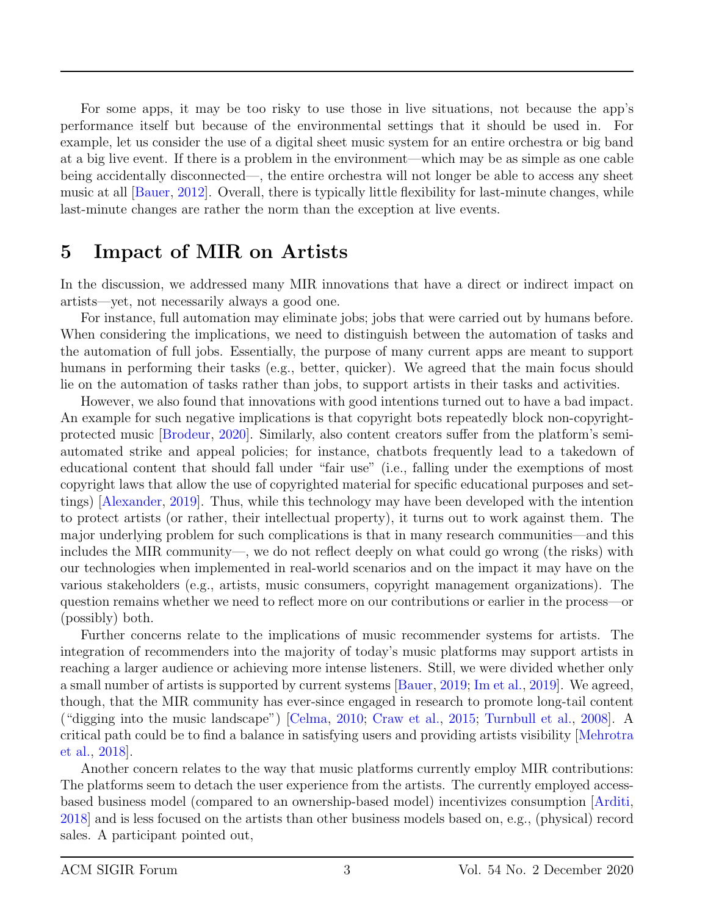For some apps, it may be too risky to use those in live situations, not because the app's performance itself but because of the environmental settings that it should be used in. For example, let us consider the use of a digital sheet music system for an entire orchestra or big band at a big live event. If there is a problem in the environment—which may be as simple as one cable being accidentally disconnected—, the entire orchestra will not longer be able to access any sheet music at all [Bauer, 2012]. Overall, there is typically little flexibility for last-minute changes, while last-minute changes are rather the norm than the exception at live events.

## 5 Impact of MIR on Artists

In the discussion, we addressed many MIR innovations that have a direct or indirect impact on artists—yet, not necessarily always a good one.

For instance, full automation may eliminate jobs; jobs that were carried out by humans before. When considering the implications, we need to distinguish between the automation of tasks and the automation of full jobs. Essentially, the purpose of many current apps are meant to support humans in performing their tasks (e.g., better, quicker). We agreed that the main focus should lie on the automation of tasks rather than jobs, to support artists in their tasks and activities.

However, we also found that innovations with good intentions turned out to have a bad impact. An example for such negative implications is that copyright bots repeatedly block non-copyright-protected music [Brodeur, 2020]. Similarly, also content creators suffer from the platform's semi-automated strike and appeal policies; for instance, chatbots frequently lead to a takedown of educational content that should fall under "fair use" (i.e., falling under the exemptions of most copyright laws that allow the use of copyrighted material for specific educational purposes and settings) [Alexander, 2019]. Thus, while this technology may have been developed with the intention to protect artists (or rather, their intellectual property), it turns out to work against them. The major underlying problem for such complications is that in many research communities—and this includes the MIR community—, we do not reflect deeply on what could go wrong (the risks) with our technologies when implemented in real-world scenarios and on the impact it may have on the various stakeholders (e.g., artists, music consumers, copyright management organizations). The question remains whether we need to reflect more on our contributions or earlier in the process—or (possibly) both.

Further concerns relate to the implications of music recommender systems for artists. The integration of recommenders into the majority of today's music platforms may support artists in reaching a larger audience or achieving more intense listeners. Still, we were divided whether only a small number of artists is supported by current systems [Bauer, 2019; Im et al., 2019]. We agreed, though, that the MIR community has ever-since engaged in research to promote long-tail content ("digging into the music landscape") [Celma, 2010; Craw et al., 2015; Turnbull et al., 2008]. A critical path could be to find a balance in satisfying users and providing artists visibility [Mehrotra et al., 2018].

Another concern relates to the way that music platforms currently employ MIR contributions: The platforms seem to detach the user experience from the artists. The currently employed access-based business model (compared to an ownership-based model) incentivizes consumption [Arditi, 2018] and is less focused on the artists than other business models based on, e.g., (physical) record sales. A participant pointed out,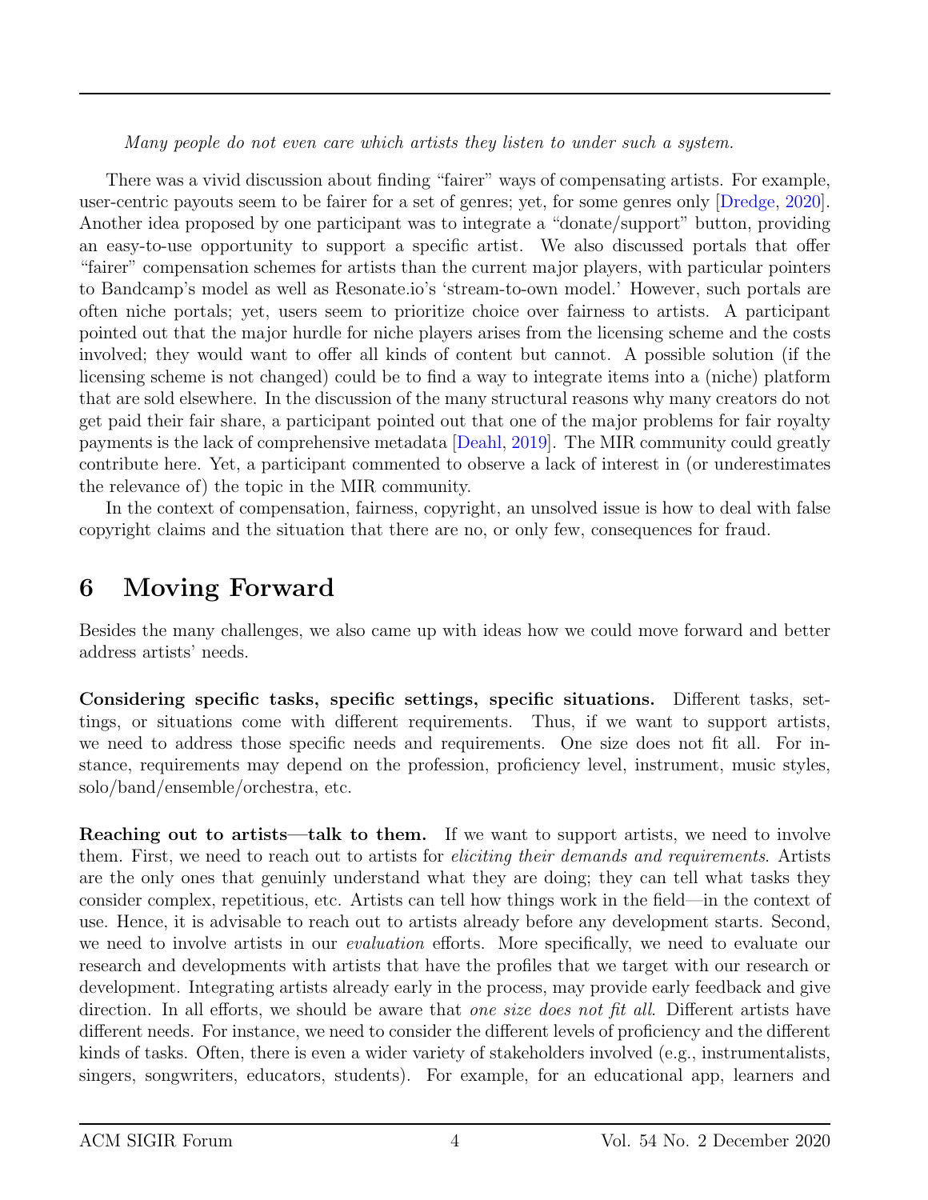*Many people do not even care which artists they listen to under such a system.*

There was a vivid discussion about finding "fairer" ways of compensating artists. For example, user-centric payouts seem to be fairer for a set of genres; yet, for some genres only [Dredge, 2020]. Another idea proposed by one participant was to integrate a "donate/support" button, providing an easy-to-use opportunity to support a specific artist. We also discussed portals that offer "fairer" compensation schemes for artists than the current major players, with particular pointers to Bandcamp's model as well as Resonate.io's 'stream-to-own model.' However, such portals are often niche portals; yet, users seem to prioritize choice over fairness to artists. A participant pointed out that the major hurdle for niche players arises from the licensing scheme and the costs involved; they would want to offer all kinds of content but cannot. A possible solution (if the licensing scheme is not changed) could be to find a way to integrate items into a (niche) platform that are sold elsewhere. In the discussion of the many structural reasons why many creators do not get paid their fair share, a participant pointed out that one of the major problems for fair royalty payments is the lack of comprehensive metadata [Deahl, 2019]. The MIR community could greatly contribute here. Yet, a participant commented to observe a lack of interest in (or underestimates the relevance of) the topic in the MIR community.

In the context of compensation, fairness, copyright, an unsolved issue is how to deal with false copyright claims and the situation that there are no, or only few, consequences for fraud.

# 6 Moving Forward

Besides the many challenges, we also came up with ideas how we could move forward and better address artists' needs.

**Considering specific tasks, specific settings, specific situations.** Different tasks, settings, or situations come with different requirements. Thus, if we want to support artists, we need to address those specific needs and requirements. One size does not fit all. For instance, requirements may depend on the profession, proficiency level, instrument, music styles, solo/band/ensemble/orchestra, etc.

**Reaching out to artists—talk to them.** If we want to support artists, we need to involve them. First, we need to reach out to artists for *eliciting their demands and requirements*. Artists are the only ones that genuinly understand what they are doing; they can tell what tasks they consider complex, repetitious, etc. Artists can tell how things work in the field—in the context of use. Hence, it is advisable to reach out to artists already before any development starts. Second, we need to involve artists in our *evaluation* efforts. More specifically, we need to evaluate our research and developments with artists that have the profiles that we target with our research or development. Integrating artists already early in the process, may provide early feedback and give direction. In all efforts, we should be aware that *one size does not fit all*. Different artists have different needs. For instance, we need to consider the different levels of proficiency and the different kinds of tasks. Often, there is even a wider variety of stakeholders involved (e.g., instrumentalists, singers, songwriters, educators, students). For example, for an educational app, learners and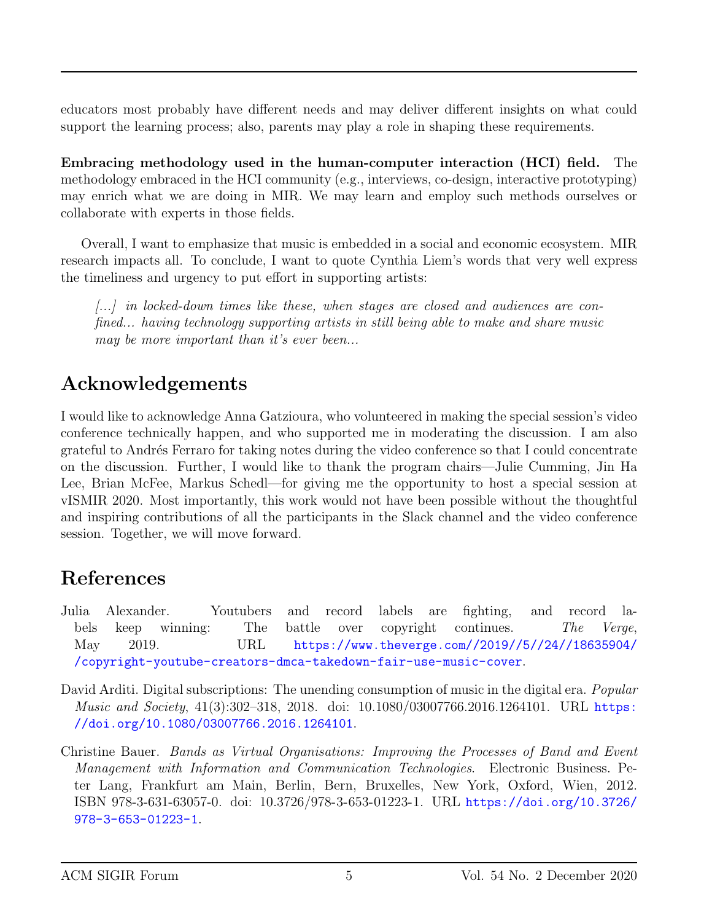educators most probably have different needs and may deliver different insights on what could support the learning process; also, parents may play a role in shaping these requirements.

**Embracing methodology used in the human-computer interaction (HCI) field.** The methodology embraced in the HCI community (e.g., interviews, co-design, interactive prototyping) may enrich what we are doing in MIR. We may learn and employ such methods ourselves or collaborate with experts in those fields.

Overall, I want to emphasize that music is embedded in a social and economic ecosystem. MIR research impacts all. To conclude, I want to quote Cynthia Liem's words that very well express the timeliness and urgency to put effort in supporting artists:

> *[...] in locked-down times like these, when stages are closed and audiences are confined... having technology supporting artists in still being able to make and share music may be more important than it's ever been...*

## Acknowledgements

I would like to acknowledge Anna Gatzioura, who volunteered in making the special session's video conference technically happen, and who supported me in moderating the discussion. I am also grateful to Andrés Ferraro for taking notes during the video conference so that I could concentrate on the discussion. Further, I would like to thank the program chairs—Julie Cumming, Jin Ha Lee, Brian McFee, Markus Schedl—for giving me the opportunity to host a special session at vISMIR 2020. Most importantly, this work would not have been possible without the thoughtful and inspiring contributions of all the participants in the Slack channel and the video conference session. Together, we will move forward.

## References

Julia Alexander. Youtubers and record labels are fighting, and record labels keep winning: The battle over copyright continues. *The Verge*, May 2019. URL https://www.theverge.com//2019//5//24//18635904//copyright-youtube-creators-dmca-takedown-fair-use-music-cover.

David Arditi. Digital subscriptions: The unending consumption of music in the digital era. *Popular Music and Society*, 41(3):302–318, 2018. doi: 10.1080/03007766.2016.1264101. URL https://doi.org/10.1080/03007766.2016.1264101.

Christine Bauer. *Bands as Virtual Organisations: Improving the Processes of Band and Event Management with Information and Communication Technologies*. Electronic Business. Peter Lang, Frankfurt am Main, Berlin, Bern, Bruxelles, New York, Oxford, Wien, 2012. ISBN 978-3-631-63057-0. doi: 10.3726/978-3-653-01223-1. URL https://doi.org/10.3726/978-3-653-01223-1.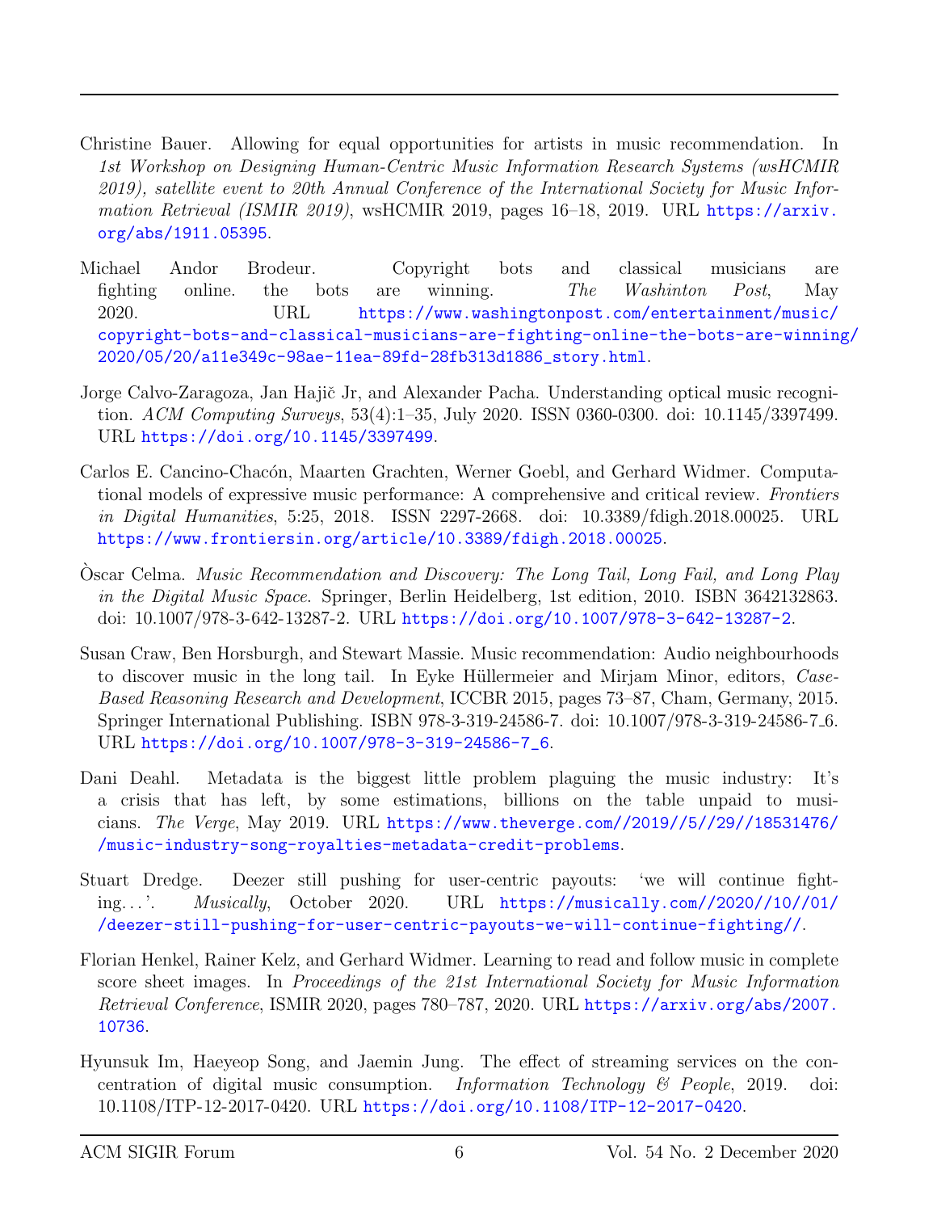Christine Bauer. Allowing for equal opportunities for artists in music recommendation. In *1st Workshop on Designing Human-Centric Music Information Research Systems (wsHCMIR 2019), satellite event to 20th Annual Conference of the International Society for Music Information Retrieval (ISMIR 2019)*, wsHCMIR 2019, pages 16–18, 2019. URL https://arxiv.org/abs/1911.05395.

Michael Andor Brodeur. Copyright bots and classical musicians are fighting online. the bots are winning. *The Washinton Post*, May 2020. URL https://www.washingtonpost.com/entertainment/music/copyright-bots-and-classical-musicians-are-fighting-online-the-bots-are-winning/2020/05/20/a11e349c-98ae-11ea-89fd-28fb313d1886_story.html.

Jorge Calvo-Zaragoza, Jan Hajič Jr, and Alexander Pacha. Understanding optical music recognition. *ACM Computing Surveys*, 53(4):1–35, July 2020. ISSN 0360-0300. doi: 10.1145/3397499. URL https://doi.org/10.1145/3397499.

Carlos E. Cancino-Chacón, Maarten Grachten, Werner Goebl, and Gerhard Widmer. Computational models of expressive music performance: A comprehensive and critical review. *Frontiers in Digital Humanities*, 5:25, 2018. ISSN 2297-2668. doi: 10.3389/fdigh.2018.00025. URL https://www.frontiersin.org/article/10.3389/fdigh.2018.00025.

Òscar Celma. *Music Recommendation and Discovery: The Long Tail, Long Fail, and Long Play in the Digital Music Space*. Springer, Berlin Heidelberg, 1st edition, 2010. ISBN 3642132863. doi: 10.1007/978-3-642-13287-2. URL https://doi.org/10.1007/978-3-642-13287-2.

Susan Craw, Ben Horsburgh, and Stewart Massie. Music recommendation: Audio neighbourhoods to discover music in the long tail. In Eyke Hüllermeier and Mirjam Minor, editors, *Case-Based Reasoning Research and Development*, ICCBR 2015, pages 73–87, Cham, Germany, 2015. Springer International Publishing. ISBN 978-3-319-24586-7. doi: 10.1007/978-3-319-24586-7_6. URL https://doi.org/10.1007/978-3-319-24586-7_6.

Dani Deahl. Metadata is the biggest little problem plaguing the music industry: It's a crisis that has left, by some estimations, billions on the table unpaid to musicians. *The Verge*, May 2019. URL https://www.theverge.com//2019//5//29//18531476//music-industry-song-royalties-metadata-credit-problems.

Stuart Dredge. Deezer still pushing for user-centric payouts: 'we will continue fighting...'. *Musically*, October 2020. URL https://musically.com//2020//10//01//deezer-still-pushing-for-user-centric-payouts-we-will-continue-fighting//.

Florian Henkel, Rainer Kelz, and Gerhard Widmer. Learning to read and follow music in complete score sheet images. In *Proceedings of the 21st International Society for Music Information Retrieval Conference*, ISMIR 2020, pages 780–787, 2020. URL https://arxiv.org/abs/2007.10736.

Hyunsuk Im, Haeyeop Song, and Jaemin Jung. The effect of streaming services on the concentration of digital music consumption. *Information Technology & People*, 2019. doi: 10.1108/ITP-12-2017-0420. URL https://doi.org/10.1108/ITP-12-2017-0420.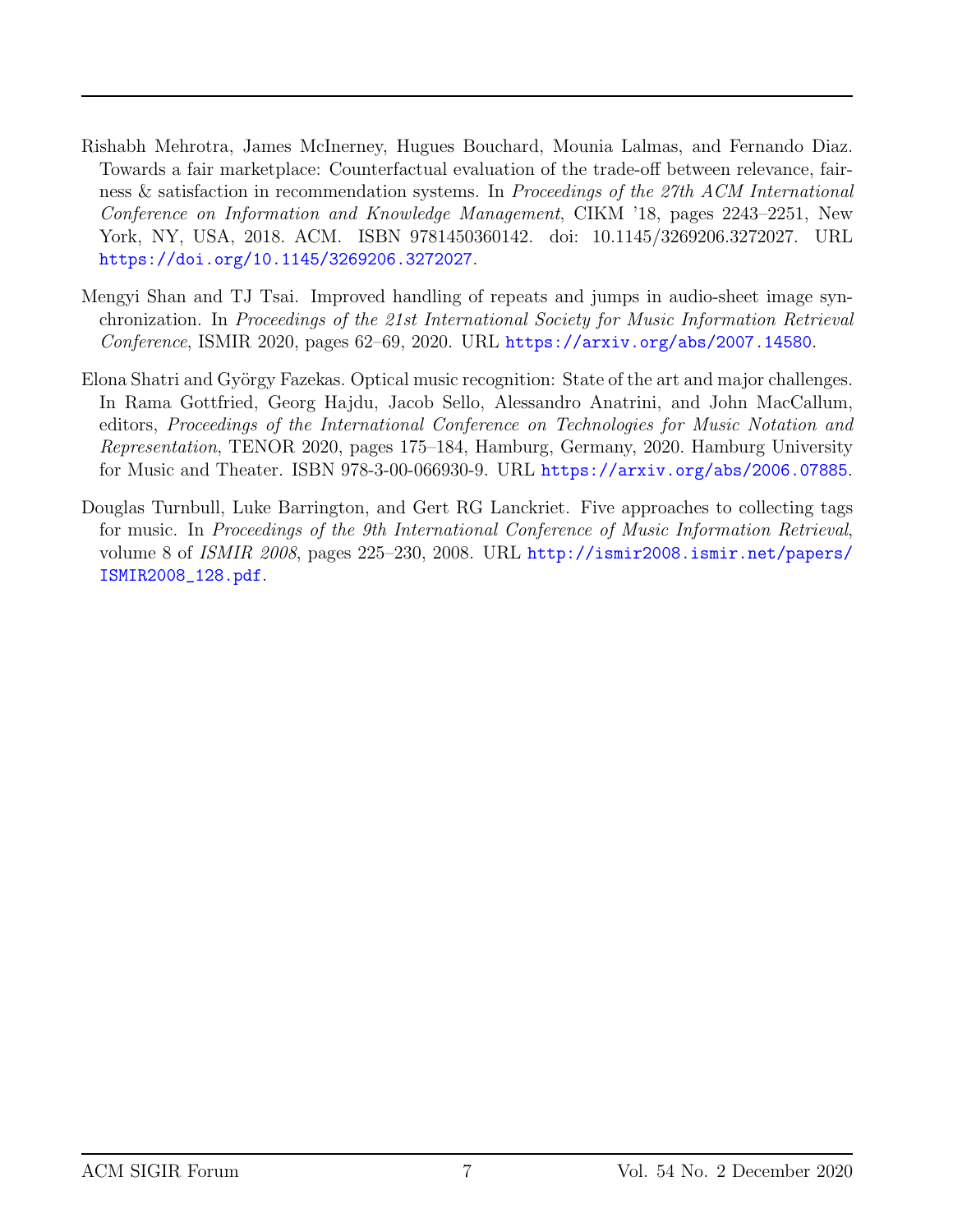Rishabh Mehrotra, James McInerney, Hugues Bouchard, Mounia Lalmas, and Fernando Diaz. Towards a fair marketplace: Counterfactual evaluation of the trade-off between relevance, fairness & satisfaction in recommendation systems. In *Proceedings of the 27th ACM International Conference on Information and Knowledge Management*, CIKM '18, pages 2243–2251, New York, NY, USA, 2018. ACM. ISBN 9781450360142. doi: 10.1145/3269206.3272027. URL https://doi.org/10.1145/3269206.3272027.

Mengyi Shan and TJ Tsai. Improved handling of repeats and jumps in audio-sheet image synchronization. In *Proceedings of the 21st International Society for Music Information Retrieval Conference*, ISMIR 2020, pages 62–69, 2020. URL https://arxiv.org/abs/2007.14580.

Elona Shatri and György Fazekas. Optical music recognition: State of the art and major challenges. In Rama Gottfried, Georg Hajdu, Jacob Sello, Alessandro Anatrini, and John MacCallum, editors, *Proceedings of the International Conference on Technologies for Music Notation and Representation*, TENOR 2020, pages 175–184, Hamburg, Germany, 2020. Hamburg University for Music and Theater. ISBN 978-3-00-066930-9. URL https://arxiv.org/abs/2006.07885.

Douglas Turnbull, Luke Barrington, and Gert RG Lanckriet. Five approaches to collecting tags for music. In *Proceedings of the 9th International Conference of Music Information Retrieval*, volume 8 of *ISMIR 2008*, pages 225–230, 2008. URL http://ismir2008.ismir.net/papers/ISMIR2008_128.pdf.